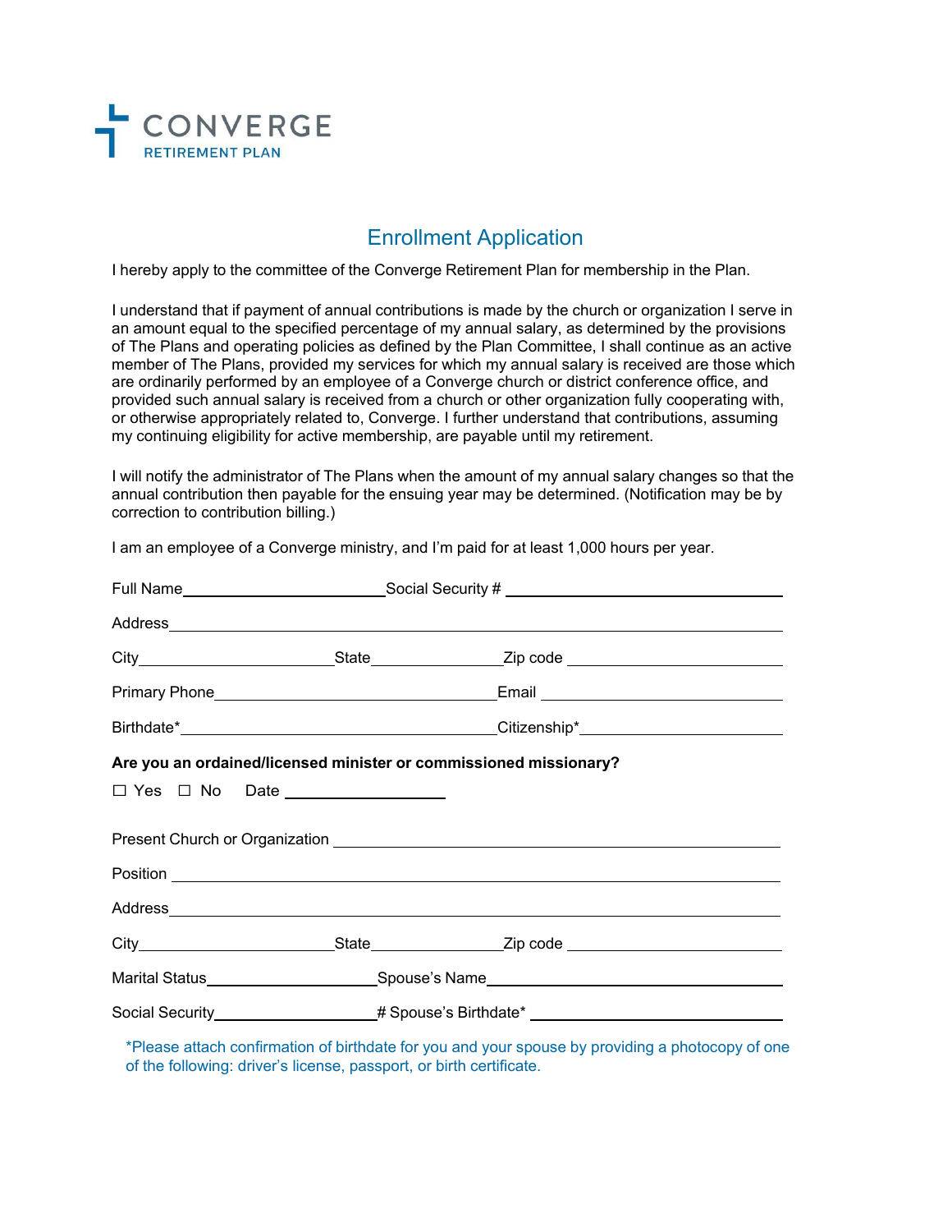CONVERGE
RETIREMENT PLAN

# Enrollment Application

I hereby apply to the committee of the Converge Retirement Plan for membership in the Plan.

I understand that if payment of annual contributions is made by the church or organization I serve in an amount equal to the specified percentage of my annual salary, as determined by the provisions of The Plans and operating policies as defined by the Plan Committee, I shall continue as an active member of The Plans, provided my services for which my annual salary is received are those which are ordinarily performed by an employee of a Converge church or district conference office, and provided such annual salary is received from a church or other organization fully cooperating with, or otherwise appropriately related to, Converge. I further understand that contributions, assuming my continuing eligibility for active membership, are payable until my retirement.

I will notify the administrator of The Plans when the amount of my annual salary changes so that the annual contribution then payable for the ensuing year may be determined. (Notification may be by correction to contribution billing.)

I am an employee of a Converge ministry, and I'm paid for at least 1,000 hours per year.

Full Name\_\_\_\_\_\_\_\_\_\_\_\_\_\_\_\_\_\_\_\_ Social Security # \_\_\_\_\_\_\_\_\_\_\_\_\_\_\_\_\_\_\_\_

Address\_\_\_\_\_\_\_\_\_\_\_\_\_\_\_\_\_\_\_\_\_\_\_\_\_\_\_\_\_\_\_\_\_\_\_\_\_\_\_\_

City\_\_\_\_\_\_\_\_\_\_\_\_\_\_\_\_ State\_\_\_\_\_\_\_\_\_\_\_\_ Zip code \_\_\_\_\_\_\_\_\_\_\_\_\_\_\_\_

Primary Phone\_\_\_\_\_\_\_\_\_\_\_\_\_\_\_\_\_\_\_\_ Email \_\_\_\_\_\_\_\_\_\_\_\_\_\_\_\_\_\_\_\_

Birthdate\*\_\_\_\_\_\_\_\_\_\_\_\_\_\_\_\_\_\_\_\_ Citizenship\*\_\_\_\_\_\_\_\_\_\_\_\_\_\_\_\_\_\_\_\_

**Are you an ordained/licensed minister or commissioned missionary?**

☐ Yes ☐ No Date \_\_\_\_\_\_\_\_\_\_\_\_\_\_\_\_

Present Church or Organization \_\_\_\_\_\_\_\_\_\_\_\_\_\_\_\_\_\_\_\_\_\_\_\_\_\_\_\_\_\_\_\_\_\_\_\_\_\_\_\_

Position \_\_\_\_\_\_\_\_\_\_\_\_\_\_\_\_\_\_\_\_\_\_\_\_\_\_\_\_\_\_\_\_\_\_\_\_\_\_\_\_

Address\_\_\_\_\_\_\_\_\_\_\_\_\_\_\_\_\_\_\_\_\_\_\_\_\_\_\_\_\_\_\_\_\_\_\_\_\_\_\_\_

City\_\_\_\_\_\_\_\_\_\_\_\_\_\_\_\_ State\_\_\_\_\_\_\_\_\_\_\_\_ Zip code \_\_\_\_\_\_\_\_\_\_\_\_\_\_\_\_

Marital Status\_\_\_\_\_\_\_\_\_\_\_\_\_\_\_\_ Spouse's Name\_\_\_\_\_\_\_\_\_\_\_\_\_\_\_\_\_\_\_\_

Social Security\_\_\_\_\_\_\_\_\_\_\_\_\_\_\_\_ # Spouse's Birthdate\* \_\_\_\_\_\_\_\_\_\_\_\_\_\_\_\_\_\_\_\_

\*Please attach confirmation of birthdate for you and your spouse by providing a photocopy of one of the following: driver's license, passport, or birth certificate.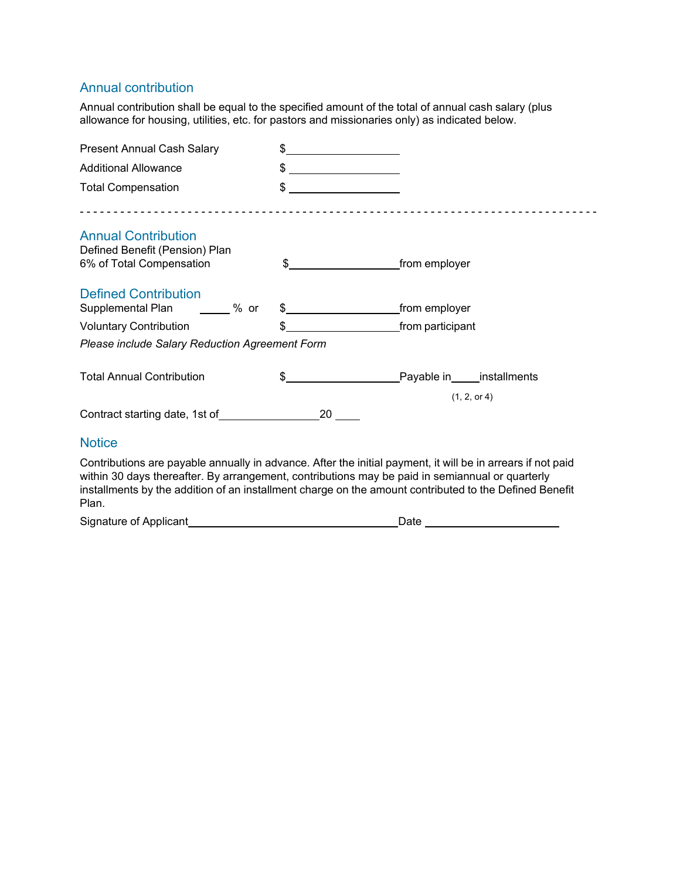## Annual contribution

Annual contribution shall be equal to the specified amount of the total of annual cash salary (plus allowance for housing, utilities, etc. for pastors and missionaries only) as indicated below.

Present Annual Cash Salary $\_\_\_\_\_\_\_\_\_\_\_\_\_\_\_\_\_\_

Additional Allowance $\_\_\_\_\_\_\_\_\_\_\_\_\_\_\_\_\_\_

Total Compensation $\_\_\_\_\_\_\_\_\_\_\_\_\_\_\_\_\_\_

---

## Annual Contribution

Defined Benefit (Pension) Plan
6% of Total Compensation $\_\_\_\_\_\_\_\_\_\_\_\_\_\_\_\_\_\_ from employer

## Defined Contribution

Supplemental Plan \_\_\_\_\_ % or $\_\_\_\_\_\_\_\_\_\_\_\_\_\_\_\_\_\_ from employer

Voluntary Contribution $\_\_\_\_\_\_\_\_\_\_\_\_\_\_\_\_\_\_ from participant

*Please include Salary Reduction Agreement Form*

Total Annual Contribution $\_\_\_\_\_\_\_\_\_\_\_\_\_\_\_\_\_\_ Payable in \_\_\_\_\_ installments (1, 2, or 4)

Contract starting date, 1st of \_\_\_\_\_\_\_\_\_\_\_\_\_\_\_\_ 20 \_\_\_\_

## Notice

Contributions are payable annually in advance. After the initial payment, it will be in arrears if not paid within 30 days thereafter. By arrangement, contributions may be paid in semiannual or quarterly installments by the addition of an installment charge on the amount contributed to the Defined Benefit Plan.

Signature of Applicant \_\_\_\_\_\_\_\_\_\_\_\_\_\_\_\_\_\_\_\_\_\_\_\_\_\_\_\_\_\_\_\_\_\_\_ Date \_\_\_\_\_\_\_\_\_\_\_\_\_\_\_\_\_\_\_\_\_\_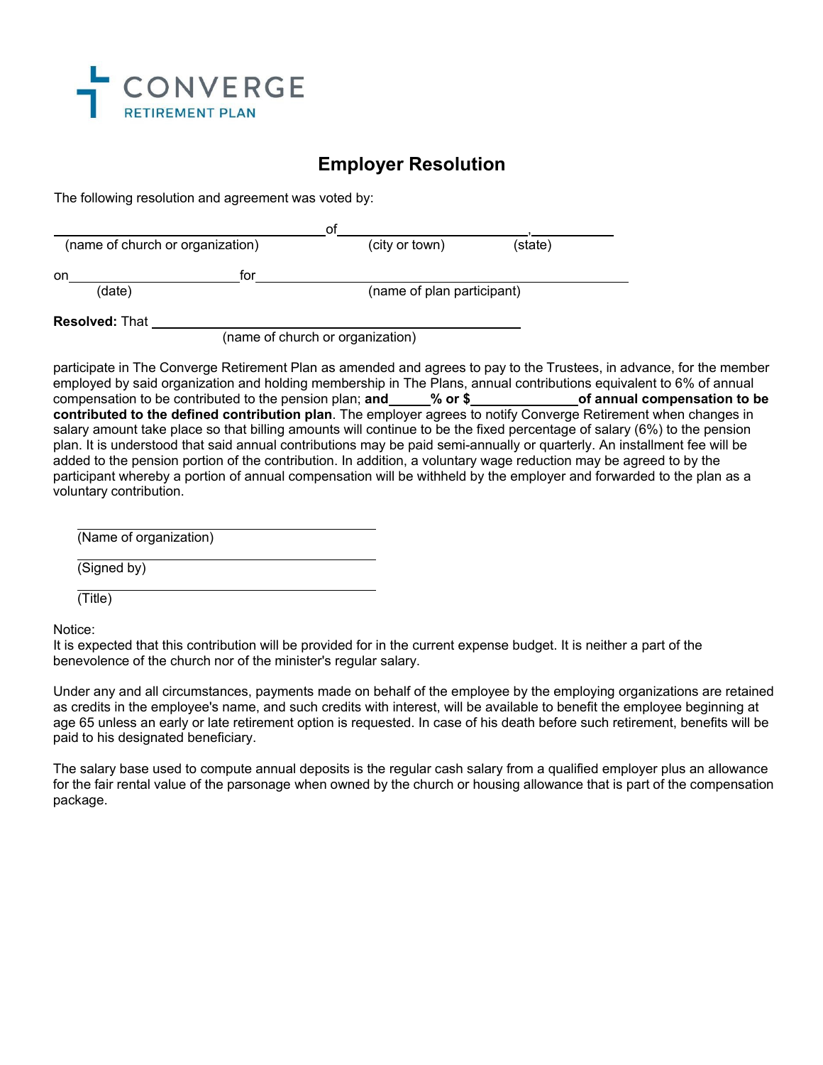CONVERGE
RETIREMENT PLAN

# Employer Resolution

The following resolution and agreement was voted by:

\_\_\_\_\_\_\_\_\_\_\_\_\_\_\_\_\_\_\_\_\_\_\_\_\_\_\_\_\_\_\_\_ of \_\_\_\_\_\_\_\_\_\_\_\_\_\_\_\_\_\_\_\_\_\_, \_\_\_\_\_\_\_\_\_\_
(name of church or organization) (city or town) (state)

on \_\_\_\_\_\_\_\_\_\_\_\_\_\_\_\_\_\_\_\_ for \_\_\_\_\_\_\_\_\_\_\_\_\_\_\_\_\_\_\_\_\_\_\_\_\_\_\_\_\_\_\_\_\_\_\_\_\_\_\_\_\_\_\_\_
(date) (name of plan participant)

**Resolved:** That \_\_\_\_\_\_\_\_\_\_\_\_\_\_\_\_\_\_\_\_\_\_\_\_\_\_\_\_\_\_\_\_\_\_\_\_\_\_\_\_\_\_\_\_
(name of church or organization)

participate in The Converge Retirement Plan as amended and agrees to pay to the Trustees, in advance, for the member employed by said organization and holding membership in The Plans, annual contributions equivalent to 6% of annual compensation to be contributed to the pension plan; **and \_\_\_\_\_ % or $ \_\_\_\_\_\_\_\_\_\_\_\_\_\_ of annual compensation to be contributed to the defined contribution plan**. The employer agrees to notify Converge Retirement when changes in salary amount take place so that billing amounts will continue to be the fixed percentage of salary (6%) to the pension plan. It is understood that said annual contributions may be paid semi-annually or quarterly. An installment fee will be added to the pension portion of the contribution. In addition, a voluntary wage reduction may be agreed to by the participant whereby a portion of annual compensation will be withheld by the employer and forwarded to the plan as a voluntary contribution.

\_\_\_\_\_\_\_\_\_\_\_\_\_\_\_\_\_\_\_\_\_\_\_\_\_\_\_\_\_\_\_\_\_\_\_\_\_\_\_\_
(Name of organization)

\_\_\_\_\_\_\_\_\_\_\_\_\_\_\_\_\_\_\_\_\_\_\_\_\_\_\_\_\_\_\_\_\_\_\_\_\_\_\_\_
(Signed by)

\_\_\_\_\_\_\_\_\_\_\_\_\_\_\_\_\_\_\_\_\_\_\_\_\_\_\_\_\_\_\_\_\_\_\_\_\_\_\_\_
(Title)

Notice:
It is expected that this contribution will be provided for in the current expense budget. It is neither a part of the benevolence of the church nor of the minister's regular salary.

Under any and all circumstances, payments made on behalf of the employee by the employing organizations are retained as credits in the employee's name, and such credits with interest, will be available to benefit the employee beginning at age 65 unless an early or late retirement option is requested. In case of his death before such retirement, benefits will be paid to his designated beneficiary.

The salary base used to compute annual deposits is the regular cash salary from a qualified employer plus an allowance for the fair rental value of the parsonage when owned by the church or housing allowance that is part of the compensation package.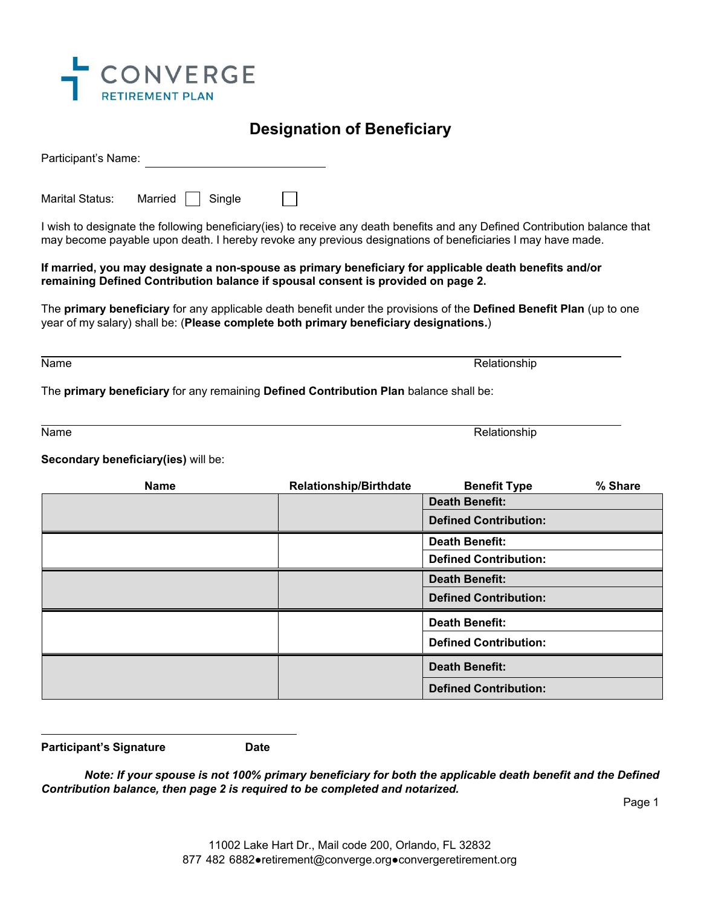CONVERGE
RETIREMENT PLAN

# Designation of Beneficiary

Participant's Name: ______________________________

Marital Status: Married ☐ Single ☐

I wish to designate the following beneficiary(ies) to receive any death benefits and any Defined Contribution balance that may become payable upon death. I hereby revoke any previous designations of beneficiaries I may have made.

**If married, you may designate a non-spouse as primary beneficiary for applicable death benefits and/or remaining Defined Contribution balance if spousal consent is provided on page 2.**

The **primary beneficiary** for any applicable death benefit under the provisions of the **Defined Benefit Plan** (up to one year of my salary) shall be: (**Please complete both primary beneficiary designations.**)

______________________________________________________________________________
Name Relationship

The **primary beneficiary** for any remaining **Defined Contribution Plan** balance shall be:

______________________________________________________________________________
Name Relationship

**Secondary beneficiary(ies)** will be:

| Name | Relationship/Birthdate | Benefit Type | % Share |
|---|---|---|---|
| | | **Death Benefit:** | |
| | | **Defined Contribution:** | |
| | | **Death Benefit:** | |
| | | **Defined Contribution:** | |
| | | **Death Benefit:** | |
| | | **Defined Contribution:** | |
| | | **Death Benefit:** | |
| | | **Defined Contribution:** | |
| | | **Death Benefit:** | |
| | | **Defined Contribution:** | |

______________________________________
**Participant's Signature** **Date**

***Note: If your spouse is not 100% primary beneficiary for both the applicable death benefit and the Defined Contribution balance, then page 2 is required to be completed and notarized.***

11002 Lake Hart Dr., Mail code 200, Orlando, FL 32832
877 482 6882●retirement@converge.org●convergeretirement.org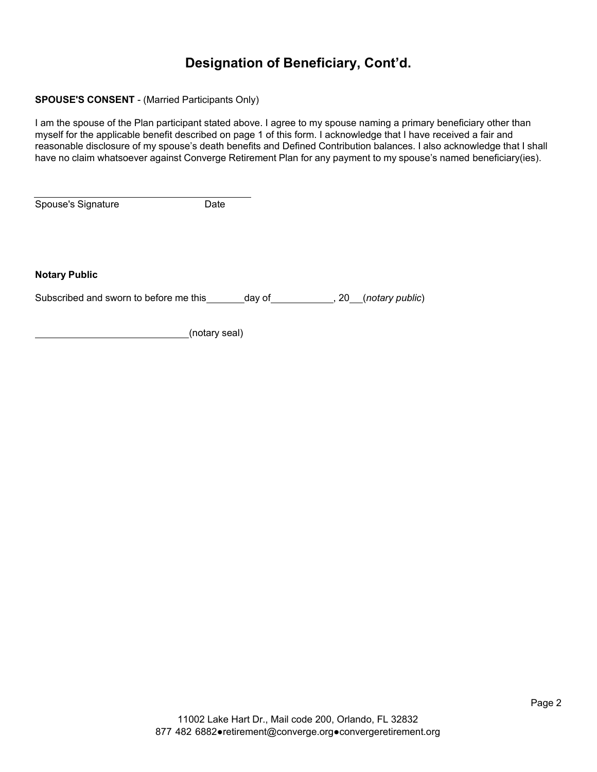# Designation of Beneficiary, Cont'd.

**SPOUSE'S CONSENT** - (Married Participants Only)

I am the spouse of the Plan participant stated above. I agree to my spouse naming a primary beneficiary other than myself for the applicable benefit described on page 1 of this form. I acknowledge that I have received a fair and reasonable disclosure of my spouse's death benefits and Defined Contribution balances. I also acknowledge that I shall have no claim whatsoever against Converge Retirement Plan for any payment to my spouse's named beneficiary(ies).

\_\_\_\_\_\_\_\_\_\_\_\_\_\_\_\_\_\_\_\_\_\_\_\_\_\_\_\_\_\_\_\_\_\_\_\_\_\_\_\_\_\_

Spouse's Signature                    Date

**Notary Public**

Subscribed and sworn to before me this\_\_\_\_\_\_\_day of\_\_\_\_\_\_\_\_\_\_\_\_, 20\_\_ (*notary public*)

\_\_\_\_\_\_\_\_\_\_\_\_\_\_\_\_\_\_\_\_\_\_\_\_\_\_\_\_\_\_(notary seal)

11002 Lake Hart Dr., Mail code 200, Orlando, FL 32832
877 482 6882●retirement@converge.org●convergeretirement.org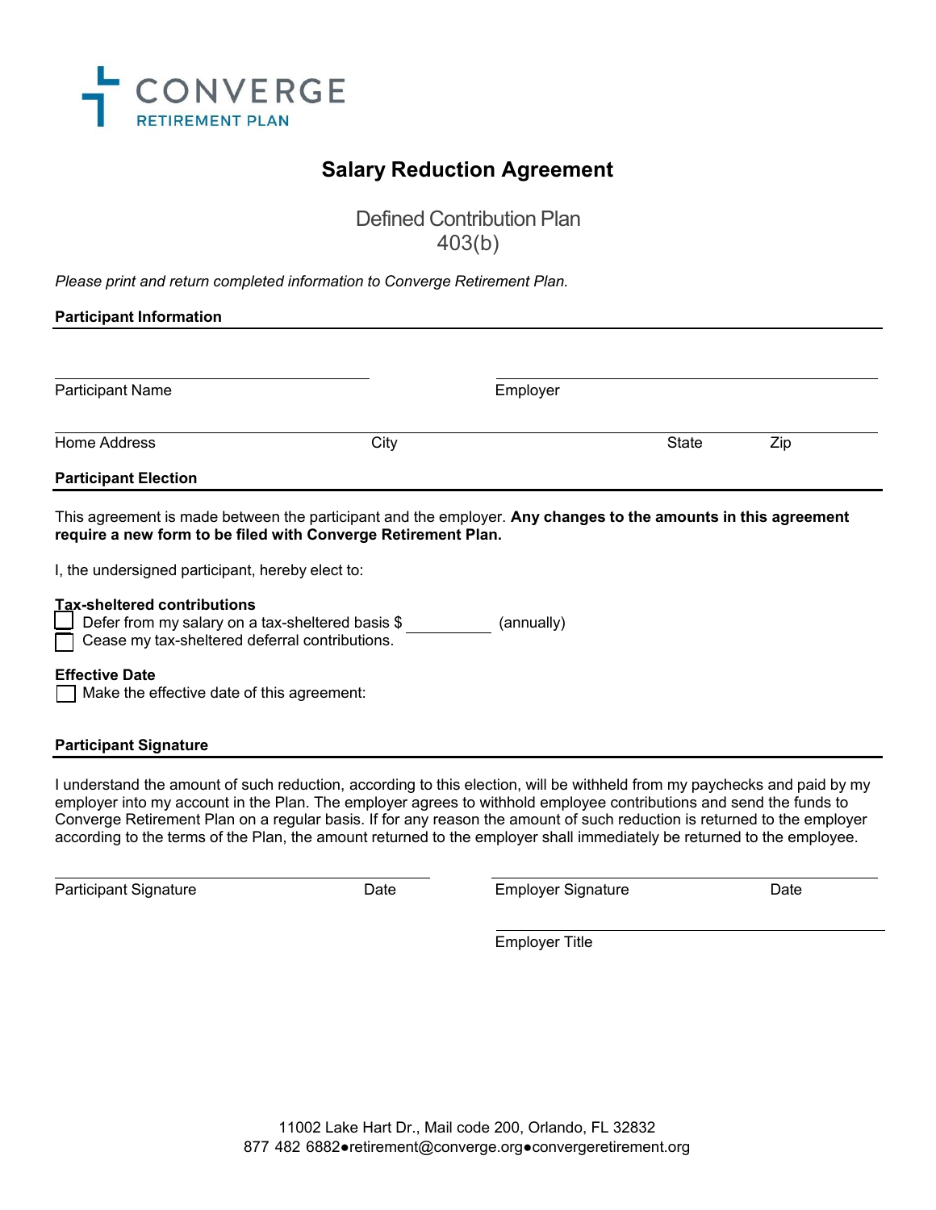CONVERGE
RETIREMENT PLAN

# Salary Reduction Agreement

## Defined Contribution Plan
## 403(b)

*Please print and return completed information to Converge Retirement Plan.*

### Participant Information

Participant Name ____________________ Employer ____________________

Home Address ____________ City ____________ State ______ Zip ______

### Participant Election

This agreement is made between the participant and the employer. **Any changes to the amounts in this agreement require a new form to be filed with Converge Retirement Plan.**

I, the undersigned participant, hereby elect to:

**Tax-sheltered contributions**

☐ Defer from my salary on a tax-sheltered basis $ ________ (annually)

☐ Cease my tax-sheltered deferral contributions.

**Effective Date**

☐ Make the effective date of this agreement:

### Participant Signature

I understand the amount of such reduction, according to this election, will be withheld from my paychecks and paid by my employer into my account in the Plan. The employer agrees to withhold employee contributions and send the funds to Converge Retirement Plan on a regular basis. If for any reason the amount of such reduction is returned to the employer according to the terms of the Plan, the amount returned to the employer shall immediately be returned to the employee.

Participant Signature ____________ Date ______ Employer Signature ____________ Date ______

Employer Title ____________________

11002 Lake Hart Dr., Mail code 200, Orlando, FL 32832
877 482 6882●retirement@converge.org●convergeretirement.org